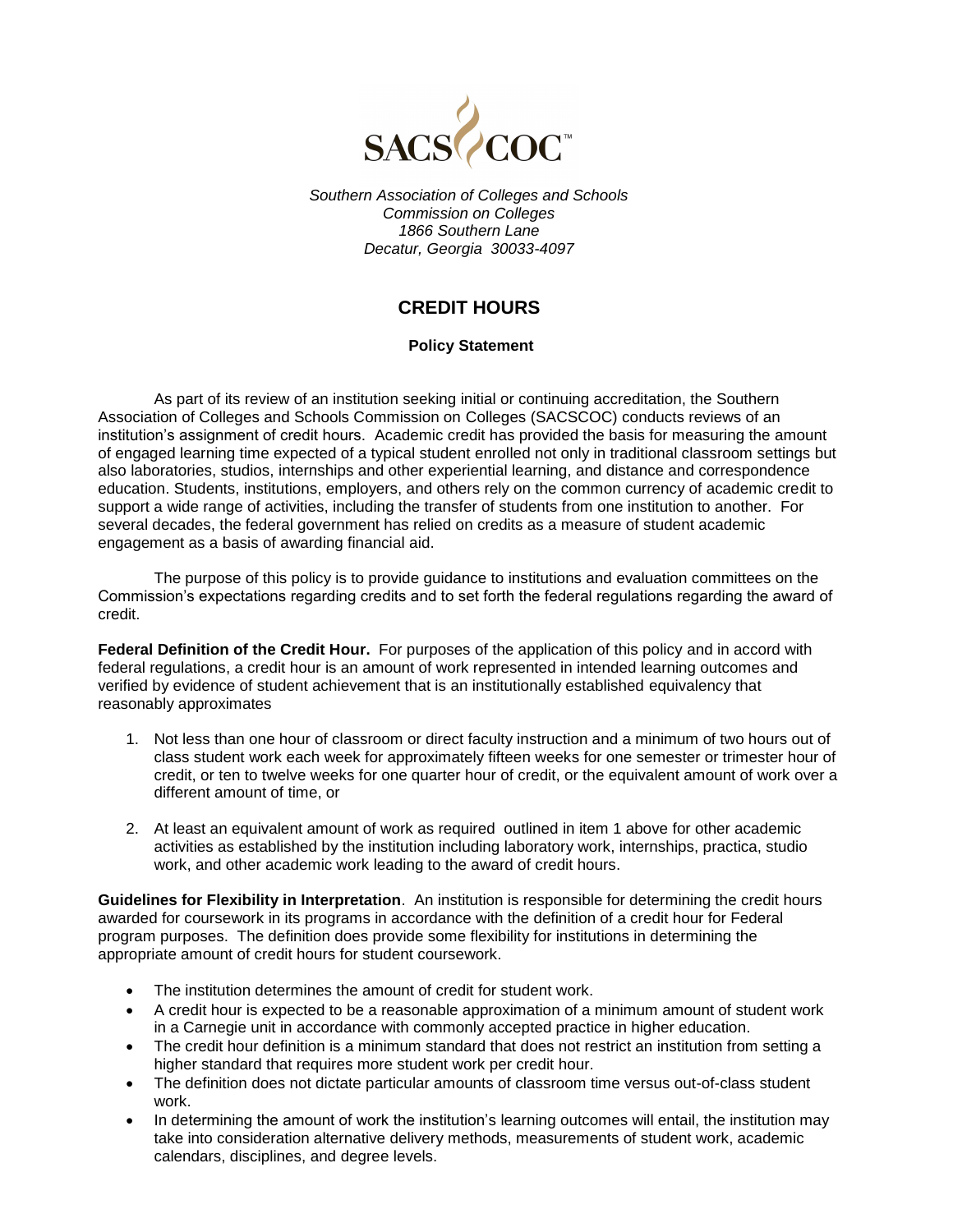*Southern Association of Colleges and Schools*
*Commission on Colleges*
*1866 Southern Lane*
*Decatur, Georgia 30033-4097*

# CREDIT HOURS

## Policy Statement

As part of its review of an institution seeking initial or continuing accreditation, the Southern Association of Colleges and Schools Commission on Colleges (SACSCOC) conducts reviews of an institution's assignment of credit hours. Academic credit has provided the basis for measuring the amount of engaged learning time expected of a typical student enrolled not only in traditional classroom settings but also laboratories, studios, internships and other experiential learning, and distance and correspondence education. Students, institutions, employers, and others rely on the common currency of academic credit to support a wide range of activities, including the transfer of students from one institution to another. For several decades, the federal government has relied on credits as a measure of student academic engagement as a basis of awarding financial aid.

The purpose of this policy is to provide guidance to institutions and evaluation committees on the Commission's expectations regarding credits and to set forth the federal regulations regarding the award of credit.

**Federal Definition of the Credit Hour.** For purposes of the application of this policy and in accord with federal regulations, a credit hour is an amount of work represented in intended learning outcomes and verified by evidence of student achievement that is an institutionally established equivalency that reasonably approximates

1. Not less than one hour of classroom or direct faculty instruction and a minimum of two hours out of class student work each week for approximately fifteen weeks for one semester or trimester hour of credit, or ten to twelve weeks for one quarter hour of credit, or the equivalent amount of work over a different amount of time, or

2. At least an equivalent amount of work as required outlined in item 1 above for other academic activities as established by the institution including laboratory work, internships, practica, studio work, and other academic work leading to the award of credit hours.

**Guidelines for Flexibility in Interpretation**. An institution is responsible for determining the credit hours awarded for coursework in its programs in accordance with the definition of a credit hour for Federal program purposes. The definition does provide some flexibility for institutions in determining the appropriate amount of credit hours for student coursework.

- The institution determines the amount of credit for student work.
- A credit hour is expected to be a reasonable approximation of a minimum amount of student work in a Carnegie unit in accordance with commonly accepted practice in higher education.
- The credit hour definition is a minimum standard that does not restrict an institution from setting a higher standard that requires more student work per credit hour.
- The definition does not dictate particular amounts of classroom time versus out-of-class student work.
- In determining the amount of work the institution's learning outcomes will entail, the institution may take into consideration alternative delivery methods, measurements of student work, academic calendars, disciplines, and degree levels.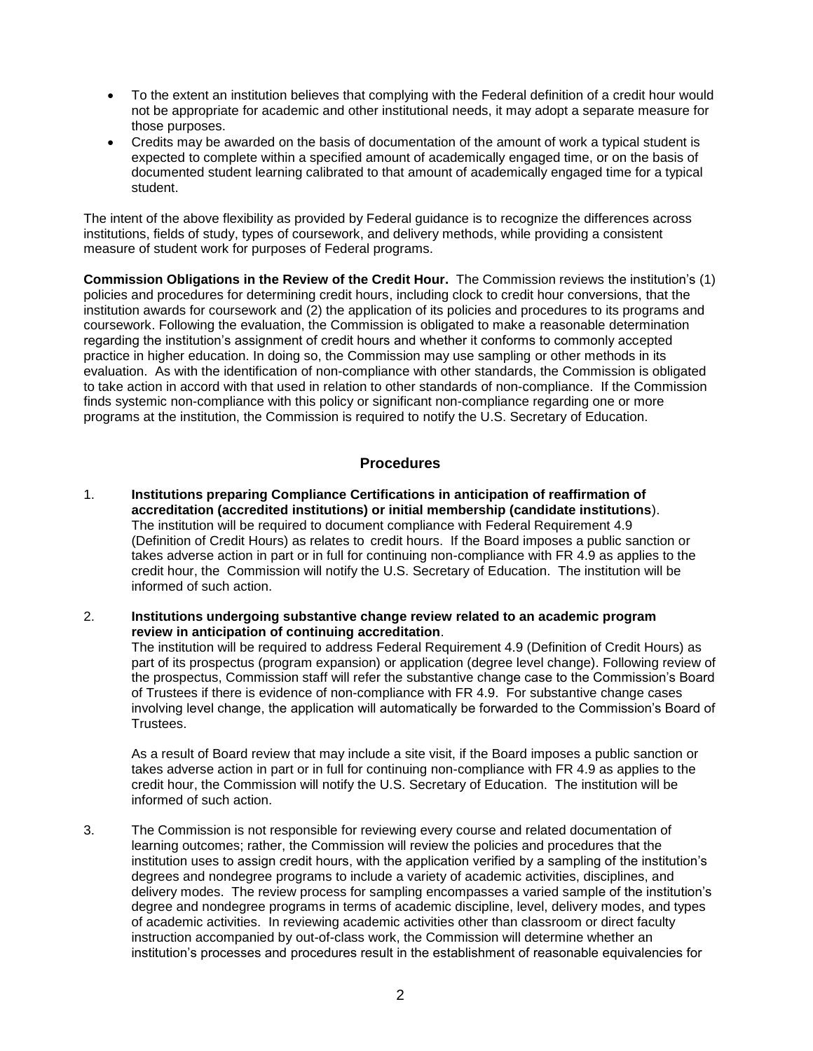- To the extent an institution believes that complying with the Federal definition of a credit hour would not be appropriate for academic and other institutional needs, it may adopt a separate measure for those purposes.
- Credits may be awarded on the basis of documentation of the amount of work a typical student is expected to complete within a specified amount of academically engaged time, or on the basis of documented student learning calibrated to that amount of academically engaged time for a typical student.

The intent of the above flexibility as provided by Federal guidance is to recognize the differences across institutions, fields of study, types of coursework, and delivery methods, while providing a consistent measure of student work for purposes of Federal programs.

**Commission Obligations in the Review of the Credit Hour.** The Commission reviews the institution's (1) policies and procedures for determining credit hours, including clock to credit hour conversions, that the institution awards for coursework and (2) the application of its policies and procedures to its programs and coursework. Following the evaluation, the Commission is obligated to make a reasonable determination regarding the institution's assignment of credit hours and whether it conforms to commonly accepted practice in higher education. In doing so, the Commission may use sampling or other methods in its evaluation. As with the identification of non-compliance with other standards, the Commission is obligated to take action in accord with that used in relation to other standards of non-compliance. If the Commission finds systemic non-compliance with this policy or significant non-compliance regarding one or more programs at the institution, the Commission is required to notify the U.S. Secretary of Education.

## Procedures

1. **Institutions preparing Compliance Certifications in anticipation of reaffirmation of accreditation (accredited institutions) or initial membership (candidate institutions**).
   The institution will be required to document compliance with Federal Requirement 4.9 (Definition of Credit Hours) as relates to credit hours. If the Board imposes a public sanction or takes adverse action in part or in full for continuing non-compliance with FR 4.9 as applies to the credit hour, the Commission will notify the U.S. Secretary of Education. The institution will be informed of such action.

2. **Institutions undergoing substantive change review related to an academic program review in anticipation of continuing accreditation**.
   The institution will be required to address Federal Requirement 4.9 (Definition of Credit Hours) as part of its prospectus (program expansion) or application (degree level change). Following review of the prospectus, Commission staff will refer the substantive change case to the Commission's Board of Trustees if there is evidence of non-compliance with FR 4.9. For substantive change cases involving level change, the application will automatically be forwarded to the Commission's Board of Trustees.

   As a result of Board review that may include a site visit, if the Board imposes a public sanction or takes adverse action in part or in full for continuing non-compliance with FR 4.9 as applies to the credit hour, the Commission will notify the U.S. Secretary of Education. The institution will be informed of such action.

3. The Commission is not responsible for reviewing every course and related documentation of learning outcomes; rather, the Commission will review the policies and procedures that the institution uses to assign credit hours, with the application verified by a sampling of the institution's degrees and nondegree programs to include a variety of academic activities, disciplines, and delivery modes. The review process for sampling encompasses a varied sample of the institution's degree and nondegree programs in terms of academic discipline, level, delivery modes, and types of academic activities. In reviewing academic activities other than classroom or direct faculty instruction accompanied by out-of-class work, the Commission will determine whether an institution's processes and procedures result in the establishment of reasonable equivalencies for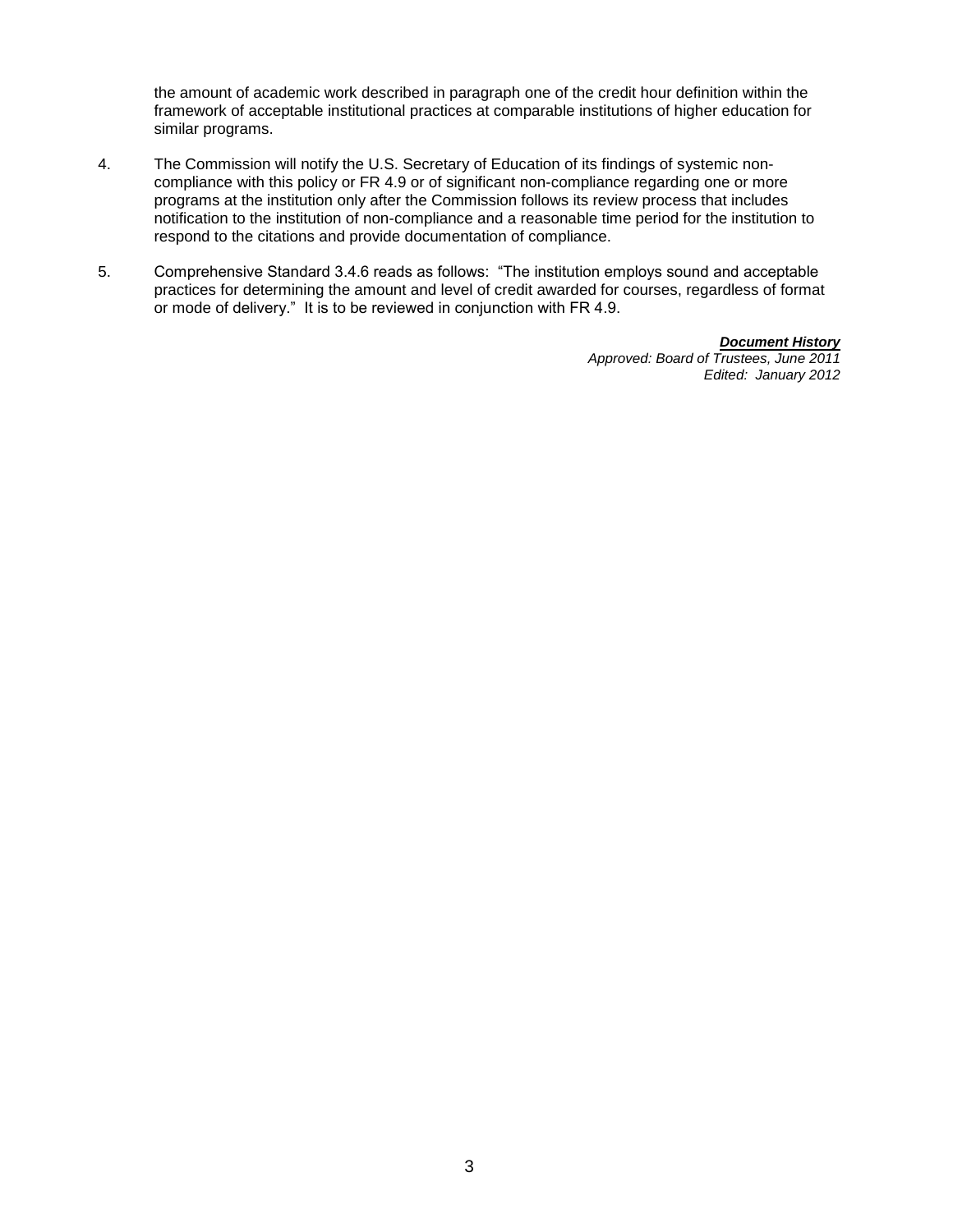the amount of academic work described in paragraph one of the credit hour definition within the framework of acceptable institutional practices at comparable institutions of higher education for similar programs.

4. The Commission will notify the U.S. Secretary of Education of its findings of systemic non-compliance with this policy or FR 4.9 or of significant non-compliance regarding one or more programs at the institution only after the Commission follows its review process that includes notification to the institution of non-compliance and a reasonable time period for the institution to respond to the citations and provide documentation of compliance.

5. Comprehensive Standard 3.4.6 reads as follows: "The institution employs sound and acceptable practices for determining the amount and level of credit awarded for courses, regardless of format or mode of delivery." It is to be reviewed in conjunction with FR 4.9.

***Document History***

*Approved: Board of Trustees, June 2011*

*Edited: January 2012*